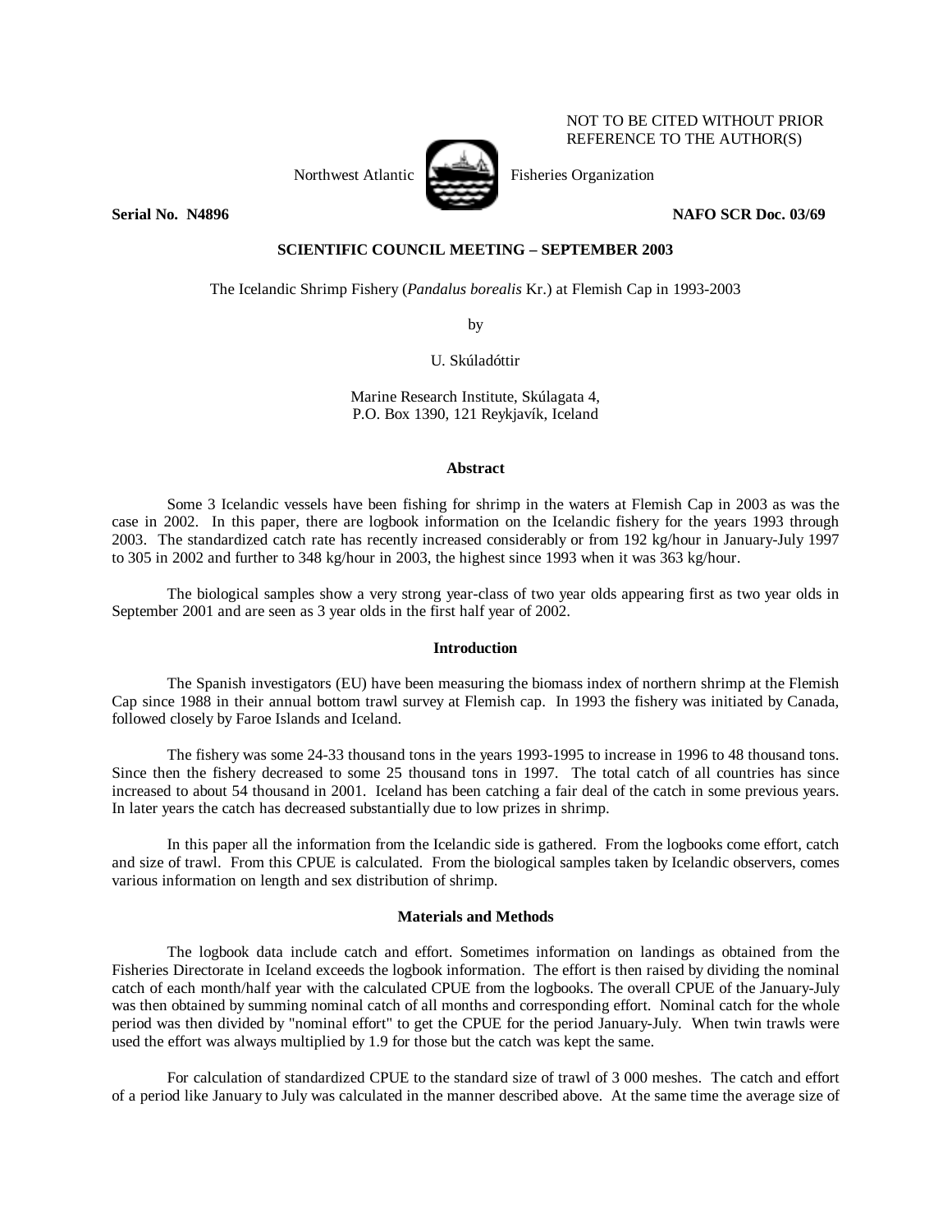NOT TO BE CITED WITHOUT PRIOR REFERENCE TO THE AUTHOR(S)

Northwest Atlantic Fisheries Organization

**Serial No. N4896** **NAFO SCR Doc. 03/69**

**SCIENTIFIC COUNCIL MEETING – SEPTEMBER 2003**

The Icelandic Shrimp Fishery (*Pandalus borealis* Kr.) at Flemish Cap in 1993-2003

by

U. Skúladóttir

Marine Research Institute, Skúlagata 4,
P.O. Box 1390, 121 Reykjavík, Iceland

### Abstract

Some 3 Icelandic vessels have been fishing for shrimp in the waters at Flemish Cap in 2003 as was the case in 2002. In this paper, there are logbook information on the Icelandic fishery for the years 1993 through 2003. The standardized catch rate has recently increased considerably or from 192 kg/hour in January-July 1997 to 305 in 2002 and further to 348 kg/hour in 2003, the highest since 1993 when it was 363 kg/hour.

The biological samples show a very strong year-class of two year olds appearing first as two year olds in September 2001 and are seen as 3 year olds in the first half year of 2002.

### Introduction

The Spanish investigators (EU) have been measuring the biomass index of northern shrimp at the Flemish Cap since 1988 in their annual bottom trawl survey at Flemish cap. In 1993 the fishery was initiated by Canada, followed closely by Faroe Islands and Iceland.

The fishery was some 24-33 thousand tons in the years 1993-1995 to increase in 1996 to 48 thousand tons. Since then the fishery decreased to some 25 thousand tons in 1997. The total catch of all countries has since increased to about 54 thousand in 2001. Iceland has been catching a fair deal of the catch in some previous years. In later years the catch has decreased substantially due to low prizes in shrimp.

In this paper all the information from the Icelandic side is gathered. From the logbooks come effort, catch and size of trawl. From this CPUE is calculated. From the biological samples taken by Icelandic observers, comes various information on length and sex distribution of shrimp.

### Materials and Methods

The logbook data include catch and effort. Sometimes information on landings as obtained from the Fisheries Directorate in Iceland exceeds the logbook information. The effort is then raised by dividing the nominal catch of each month/half year with the calculated CPUE from the logbooks. The overall CPUE of the January-July was then obtained by summing nominal catch of all months and corresponding effort. Nominal catch for the whole period was then divided by "nominal effort" to get the CPUE for the period January-July. When twin trawls were used the effort was always multiplied by 1.9 for those but the catch was kept the same.

For calculation of standardized CPUE to the standard size of trawl of 3 000 meshes. The catch and effort of a period like January to July was calculated in the manner described above. At the same time the average size of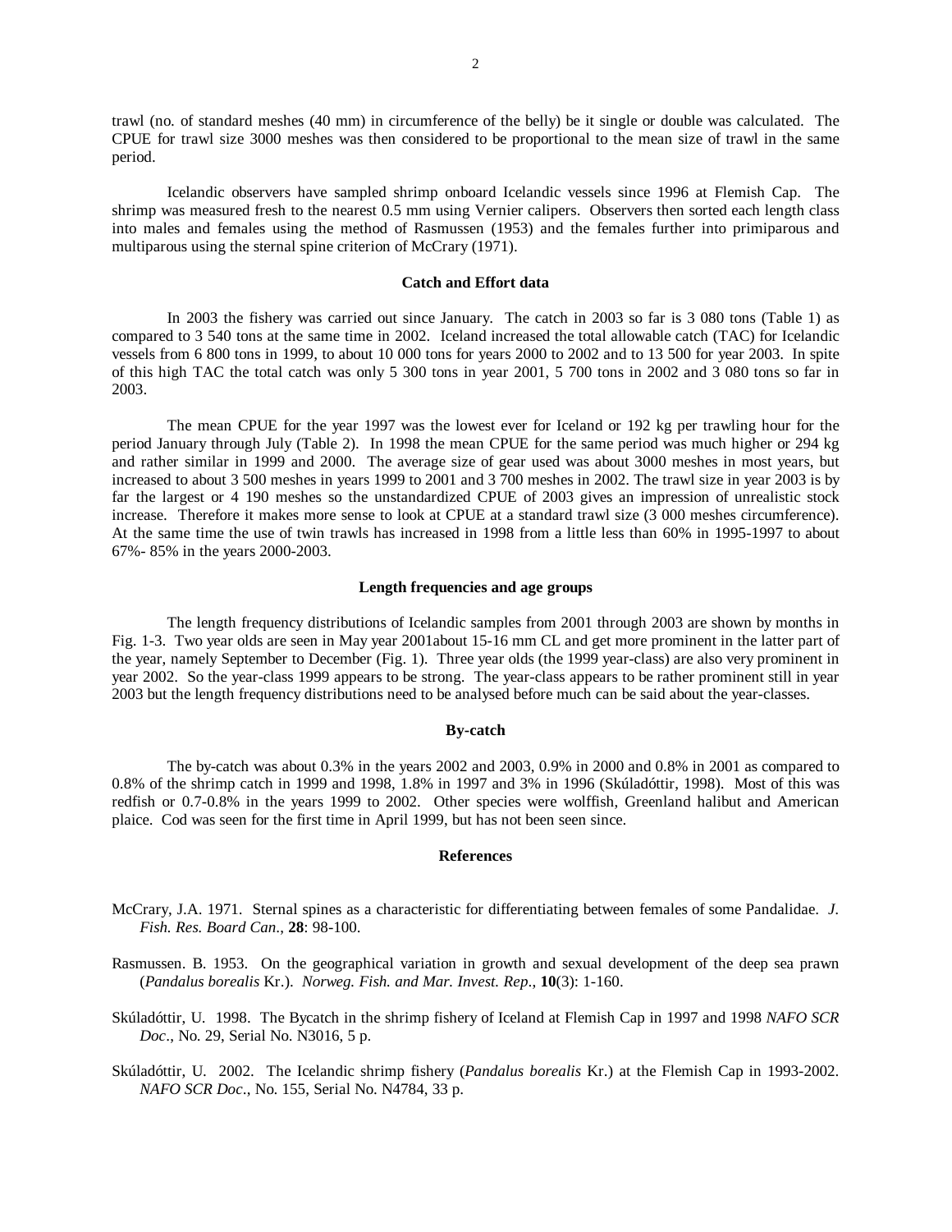trawl (no. of standard meshes (40 mm) in circumference of the belly) be it single or double was calculated. The CPUE for trawl size 3000 meshes was then considered to be proportional to the mean size of trawl in the same period.

Icelandic observers have sampled shrimp onboard Icelandic vessels since 1996 at Flemish Cap. The shrimp was measured fresh to the nearest 0.5 mm using Vernier calipers. Observers then sorted each length class into males and females using the method of Rasmussen (1953) and the females further into primiparous and multiparous using the sternal spine criterion of McCrary (1971).

## Catch and Effort data

In 2003 the fishery was carried out since January. The catch in 2003 so far is 3 080 tons (Table 1) as compared to 3 540 tons at the same time in 2002. Iceland increased the total allowable catch (TAC) for Icelandic vessels from 6 800 tons in 1999, to about 10 000 tons for years 2000 to 2002 and to 13 500 for year 2003. In spite of this high TAC the total catch was only 5 300 tons in year 2001, 5 700 tons in 2002 and 3 080 tons so far in 2003.

The mean CPUE for the year 1997 was the lowest ever for Iceland or 192 kg per trawling hour for the period January through July (Table 2). In 1998 the mean CPUE for the same period was much higher or 294 kg and rather similar in 1999 and 2000. The average size of gear used was about 3000 meshes in most years, but increased to about 3 500 meshes in years 1999 to 2001 and 3 700 meshes in 2002. The trawl size in year 2003 is by far the largest or 4 190 meshes so the unstandardized CPUE of 2003 gives an impression of unrealistic stock increase. Therefore it makes more sense to look at CPUE at a standard trawl size (3 000 meshes circumference). At the same time the use of twin trawls has increased in 1998 from a little less than 60% in 1995-1997 to about 67%- 85% in the years 2000-2003.

## Length frequencies and age groups

The length frequency distributions of Icelandic samples from 2001 through 2003 are shown by months in Fig. 1-3. Two year olds are seen in May year 2001about 15-16 mm CL and get more prominent in the latter part of the year, namely September to December (Fig. 1). Three year olds (the 1999 year-class) are also very prominent in year 2002. So the year-class 1999 appears to be strong. The year-class appears to be rather prominent still in year 2003 but the length frequency distributions need to be analysed before much can be said about the year-classes.

## By-catch

The by-catch was about 0.3% in the years 2002 and 2003, 0.9% in 2000 and 0.8% in 2001 as compared to 0.8% of the shrimp catch in 1999 and 1998, 1.8% in 1997 and 3% in 1996 (Skúladóttir, 1998). Most of this was redfish or 0.7-0.8% in the years 1999 to 2002. Other species were wolffish, Greenland halibut and American plaice. Cod was seen for the first time in April 1999, but has not been seen since.

## References

McCrary, J.A. 1971. Sternal spines as a characteristic for differentiating between females of some Pandalidae. *J. Fish. Res. Board Can*., **28**: 98-100.

Rasmussen. B. 1953. On the geographical variation in growth and sexual development of the deep sea prawn (*Pandalus borealis* Kr.). *Norweg. Fish. and Mar. Invest. Rep*., **10**(3): 1-160.

Skúladóttir, U. 1998. The Bycatch in the shrimp fishery of Iceland at Flemish Cap in 1997 and 1998 *NAFO SCR Doc*., No. 29, Serial No. N3016, 5 p.

Skúladóttir, U. 2002. The Icelandic shrimp fishery (*Pandalus borealis* Kr.) at the Flemish Cap in 1993-2002. *NAFO SCR Doc*., No. 155, Serial No. N4784, 33 p.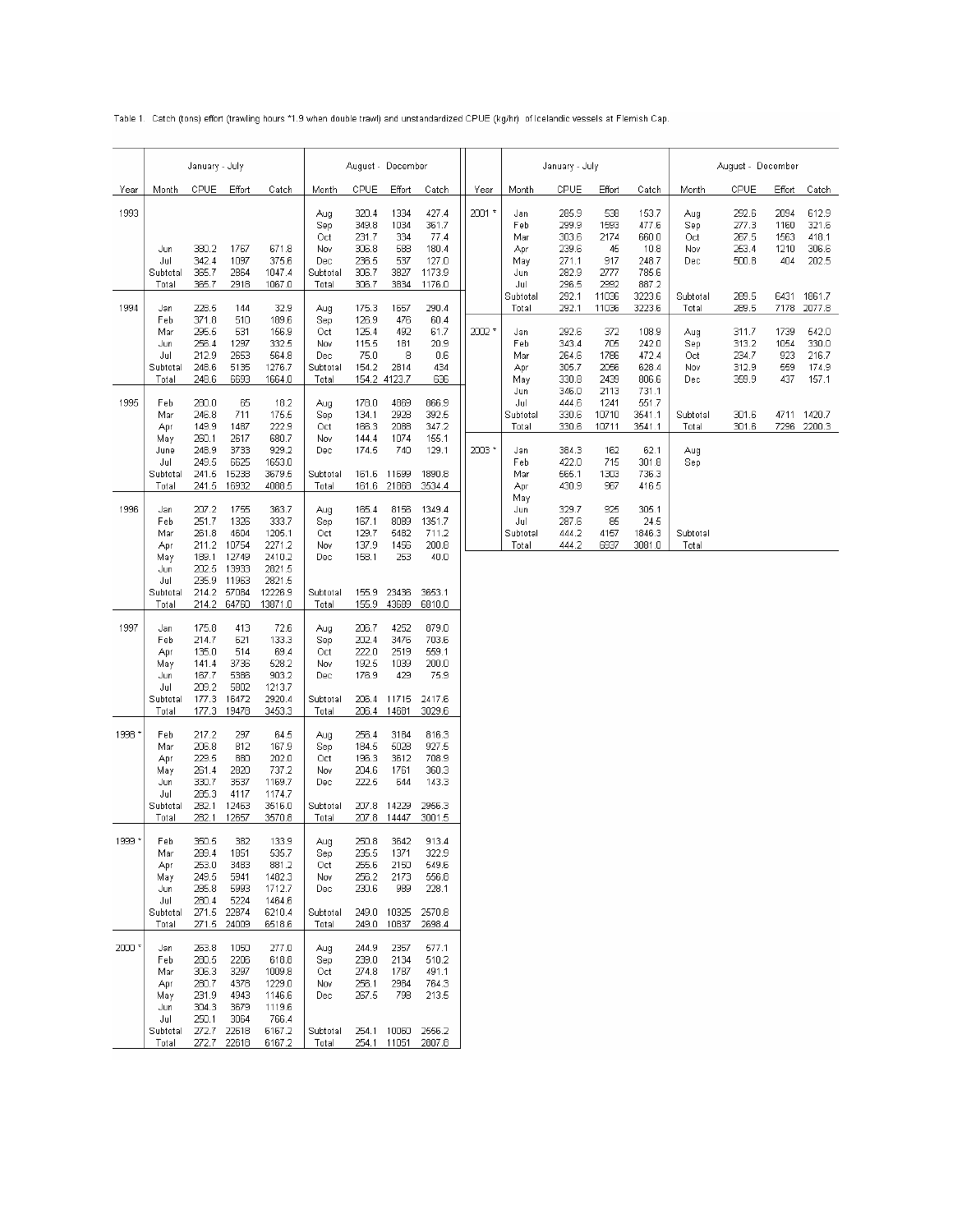Table 1. Catch (tons) effort (trawling hours *1.9 when double trawl) and unstandardized CPUE (kg/hr) of Icelandic vessels at Flemish Cap.

| Year | January - July | | | | August - December | | | |
|---|---|---|---|---|---|---|---|---|
| | Month | CPUE | Effort | Catch | Month | CPUE | Effort | Catch |
| 1993 | | | | | Aug | 320.4 | 1334 | 427.4 |
| | | | | | Sep | 349.8 | 1034 | 361.7 |
| | | | | | Oct | 231.7 | 334 | 77.4 |
| | Jun | 380.2 | 1767 | 671.8 | Nov | 306.8 | 588 | 180.4 |
| | Jul | 342.4 | 1097 | 375.6 | Dec | 236.5 | 537 | 127.0 |
| | Subtotal | 365.7 | 2864 | 1047.4 | Subtotal | 306.7 | 3827 | 1173.9 |
| | Total | 365.7 | 2918 | 1067.0 | Total | 306.7 | 3834 | 1176.0 |
| 1994 | Jan | 228.5 | 144 | 32.9 | Aug | 175.3 | 1657 | 290.4 |
| | Feb | 371.8 | 510 | 189.6 | Sep | 126.9 | 476 | 60.4 |
| | Mar | 295.5 | 531 | 156.9 | Oct | 125.4 | 492 | 61.7 |
| | Jun | 256.4 | 1297 | 332.5 | Nov | 115.5 | 181 | 20.9 |
| | Jul | 212.9 | 2653 | 564.8 | Dec | 75.0 | 8 | 0.6 |
| | Subtotal | 248.6 | 5135 | 1276.7 | Subtotal | 154.2 | 2814 | 434 |
| | Total | 248.6 | 6693 | 1664.0 | Total | 154.2 | 4123.7 | 636 |
| 1995 | Feb | 280.0 | 65 | 18.2 | Aug | 178.0 | 4869 | 866.9 |
| | Mar | 246.8 | 711 | 175.5 | Sep | 134.1 | 2928 | 392.5 |
| | Apr | 149.9 | 1487 | 222.9 | Oct | 166.3 | 2088 | 347.2 |
| | May | 260.1 | 2617 | 680.7 | Nov | 144.4 | 1074 | 155.1 |
| | June | 248.9 | 3733 | 929.2 | Dec | 174.5 | 740 | 129.1 |
| | Jul | 249.5 | 6625 | 1653.0 | | | | |
| | Subtotal | 241.5 | 15238 | 3679.5 | Subtotal | 161.6 | 11699 | 1890.8 |
| | Total | 241.5 | 16932 | 4088.5 | Total | 161.6 | 21868 | 3534.4 |
| 1996 | Jan | 207.2 | 1755 | 363.7 | Aug | 165.4 | 8156 | 1349.4 |
| | Feb | 251.7 | 1326 | 333.7 | Sep | 167.1 | 8089 | 1351.7 |
| | Mar | 261.8 | 4604 | 1205.1 | Oct | 129.7 | 5482 | 711.2 |
| | Apr | 211.2 | 10754 | 2271.2 | Nov | 137.9 | 1456 | 200.8 |
| | May | 189.1 | 12749 | 2410.2 | Dec | 158.1 | 253 | 40.0 |
| | Jun | 202.5 | 13933 | 2821.5 | | | | |
| | Jul | 235.9 | 11963 | 2821.5 | | | | |
| | Subtotal | 214.2 | 57084 | 12226.9 | Subtotal | 155.9 | 23436 | 3653.1 |
| | Total | 214.2 | 64760 | 13871.0 | Total | 155.9 | 43689 | 6810.0 |
| 1997 | Jan | 175.8 | 413 | 72.6 | Aug | 206.7 | 4252 | 879.0 |
| | Feb | 214.7 | 621 | 133.3 | Sep | 202.4 | 3476 | 703.6 |
| | Apr | 135.0 | 514 | 69.4 | Oct | 222.0 | 2519 | 559.1 |
| | May | 141.4 | 3736 | 528.2 | Nov | 192.5 | 1039 | 200.0 |
| | Jun | 167.7 | 5386 | 903.2 | Dec | 176.9 | 429 | 75.9 |
| | Jul | 209.2 | 5802 | 1213.7 | | | | |
| | Subtotal | 177.3 | 16472 | 2920.4 | Subtotal | 206.4 | 11715 | 2417.6 |
| | Total | 177.3 | 19478 | 3453.3 | Total | 206.4 | 14681 | 3029.6 |
| 1998 * | Feb | 217.2 | 297 | 64.5 | Aug | 256.4 | 3184 | 816.3 |
| | Mar | 206.8 | 812 | 167.9 | Sep | 184.5 | 5029 | 927.5 |
| | Apr | 229.5 | 880 | 202.0 | Oct | 196.3 | 3612 | 708.9 |
| | May | 261.4 | 2820 | 737.2 | Nov | 204.6 | 1761 | 360.3 |
| | Jun | 330.7 | 3537 | 1169.7 | Dec | 222.5 | 644 | 143.3 |
| | Jul | 285.3 | 4117 | 1174.7 | | | | |
| | Subtotal | 282.1 | 12463 | 3516.0 | Subtotal | 207.8 | 14229 | 2956.3 |
| | Total | 282.1 | 12657 | 3570.8 | Total | 207.8 | 14447 | 3001.5 |
| 1999 * | Feb | 350.5 | 382 | 133.9 | Aug | 250.8 | 3642 | 913.4 |
| | Mar | 289.4 | 1851 | 535.7 | Sep | 235.5 | 1371 | 322.9 |
| | Apr | 253.0 | 3483 | 881.2 | Oct | 255.6 | 2150 | 549.6 |
| | May | 249.5 | 5941 | 1482.3 | Nov | 256.2 | 2173 | 556.8 |
| | Jun | 285.8 | 5993 | 1712.7 | Dec | 230.6 | 989 | 228.1 |
| | Jul | 280.4 | 5224 | 1464.6 | | | | |
| | Subtotal | 271.5 | 22874 | 6210.4 | Subtotal | 249.0 | 10325 | 2570.8 |
| | Total | 271.5 | 24009 | 6518.6 | Total | 249.0 | 10837 | 2698.4 |
| 2000 * | Jan | 263.8 | 1050 | 277.0 | Aug | 244.9 | 2357 | 577.1 |
| | Feb | 280.5 | 2206 | 618.8 | Sep | 239.0 | 2134 | 510.2 |
| | Mar | 306.3 | 3297 | 1009.8 | Oct | 274.8 | 1787 | 491.1 |
| | Apr | 280.7 | 4378 | 1229.0 | Nov | 256.1 | 2984 | 764.3 |
| | May | 231.9 | 4943 | 1146.6 | Dec | 257.5 | 798 | 213.5 |
| | Jun | 304.3 | 3679 | 1119.6 | | | | |
| | Jul | 250.1 | 3064 | 766.4 | | | | |
| | Subtotal | 272.7 | 22618 | 6167.2 | Subtotal | 254.1 | 10060 | 2556.2 |
| | Total | 272.7 | 22618 | 6167.2 | Total | 254.1 | 11051 | 2807.8 |
| 2001 * | Jan | 285.9 | 538 | 153.7 | Aug | 292.6 | 2094 | 612.9 |
| | Feb | 299.9 | 1593 | 477.6 | Sep | 277.3 | 1160 | 321.6 |
| | Mar | 303.6 | 2174 | 660.0 | Oct | 267.5 | 1563 | 418.1 |
| | Apr | 239.6 | 45 | 10.8 | Nov | 253.4 | 1210 | 306.6 |
| | May | 271.1 | 917 | 248.7 | Dec | 500.8 | 404 | 202.5 |
| | Jun | 282.9 | 2777 | 785.6 | | | | |
| | Jul | 296.5 | 2992 | 887.2 | | | | |
| | Subtotal | 292.1 | 11036 | 3223.6 | Subtotal | 289.5 | 6431 | 1861.7 |
| | Total | 292.1 | 11036 | 3223.6 | Total | 289.5 | 7178 | 2077.8 |
| 2002 * | Jan | 292.6 | 372 | 108.9 | Aug | 311.7 | 1739 | 542.0 |
| | Feb | 343.4 | 705 | 242.0 | Sep | 313.2 | 1054 | 330.0 |
| | Mar | 264.6 | 1786 | 472.4 | Oct | 234.7 | 923 | 216.7 |
| | Apr | 305.7 | 2056 | 628.4 | Nov | 312.9 | 559 | 174.9 |
| | May | 330.8 | 2439 | 806.6 | Dec | 359.9 | 437 | 157.1 |
| | Jun | 346.0 | 2113 | 731.1 | | | | |
| | Jul | 444.6 | 1241 | 551.7 | | | | |
| | Subtotal | 330.6 | 10710 | 3541.1 | Subtotal | 301.6 | 4711 | 1420.7 |
| | Total | 330.6 | 10711 | 3541.1 | Total | 301.6 | 7296 | 2200.3 |
| 2003 * | Jan | 384.3 | 162 | 62.1 | Aug | | | |
| | Feb | 422.0 | 715 | 301.8 | Sep | | | |
| | Mar | 566.1 | 1303 | 736.3 | | | | |
| | Apr | 430.9 | 967 | 416.5 | | | | |
| | May | | | | | | | |
| | Jun | 329.7 | 925 | 305.1 | | | | |
| | Jul | 287.6 | 85 | 24.5 | | | | |
| | Subtotal | 444.2 | 4157 | 1846.3 | Subtotal | | | |
| | Total | 444.2 | 6937 | 3081.0 | Total | | | |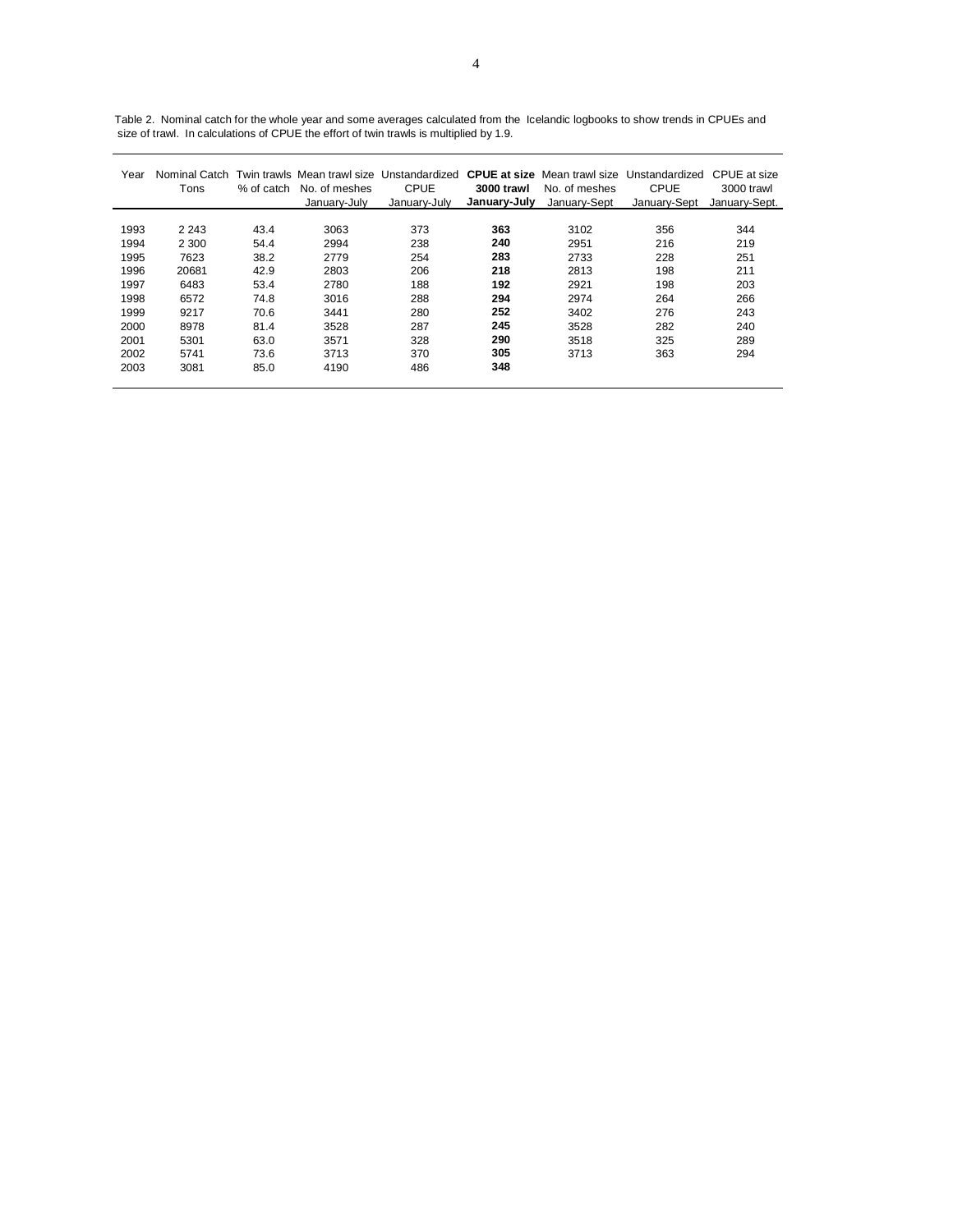Table 2. Nominal catch for the whole year and some averages calculated from the Icelandic logbooks to show trends in CPUEs and size of trawl. In calculations of CPUE the effort of twin trawls is multiplied by 1.9.

| Year | Nominal Catch Tons | Twin trawls % of catch | Mean trawl size No. of meshes January-July | Unstandardized CPUE January-July | **CPUE at size 3000 trawl January-July** | Mean trawl size No. of meshes January-Sept | Unstandardized CPUE January-Sept | CPUE at size 3000 trawl January-Sept. |
|---|---|---|---|---|---|---|---|---|
| 1993 | 2 243 | 43.4 | 3063 | 373 | **363** | 3102 | 356 | 344 |
| 1994 | 2 300 | 54.4 | 2994 | 238 | **240** | 2951 | 216 | 219 |
| 1995 | 7623 | 38.2 | 2779 | 254 | **283** | 2733 | 228 | 251 |
| 1996 | 20681 | 42.9 | 2803 | 206 | **218** | 2813 | 198 | 211 |
| 1997 | 6483 | 53.4 | 2780 | 188 | **192** | 2921 | 198 | 203 |
| 1998 | 6572 | 74.8 | 3016 | 288 | **294** | 2974 | 264 | 266 |
| 1999 | 9217 | 70.6 | 3441 | 280 | **252** | 3402 | 276 | 243 |
| 2000 | 8978 | 81.4 | 3528 | 287 | **245** | 3528 | 282 | 240 |
| 2001 | 5301 | 63.0 | 3571 | 328 | **290** | 3518 | 325 | 289 |
| 2002 | 5741 | 73.6 | 3713 | 370 | **305** | 3713 | 363 | 294 |
| 2003 | 3081 | 85.0 | 4190 | 486 | **348** | | | |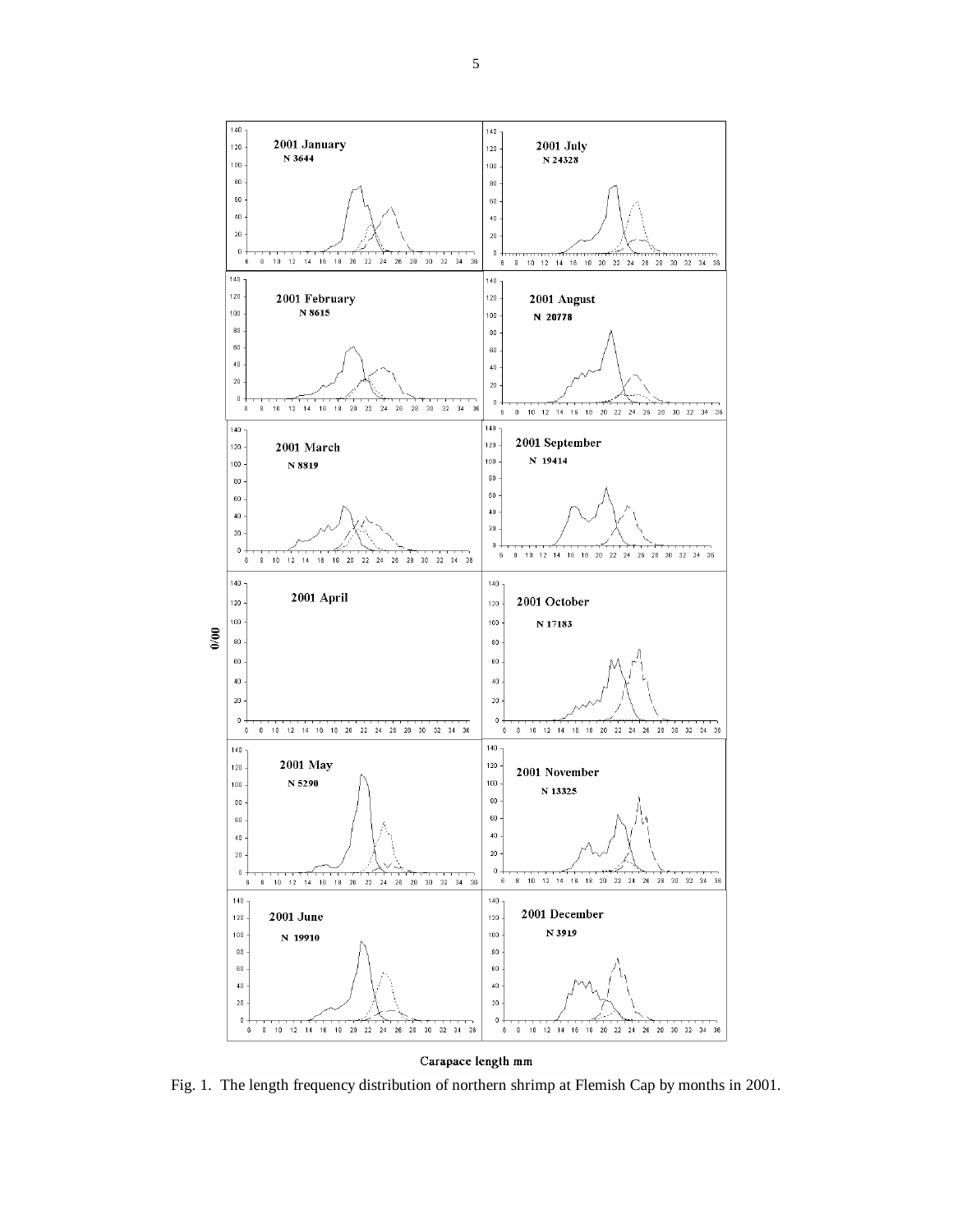Fig. 1. The length frequency distribution of northern shrimp at Flemish Cap by months in 2001.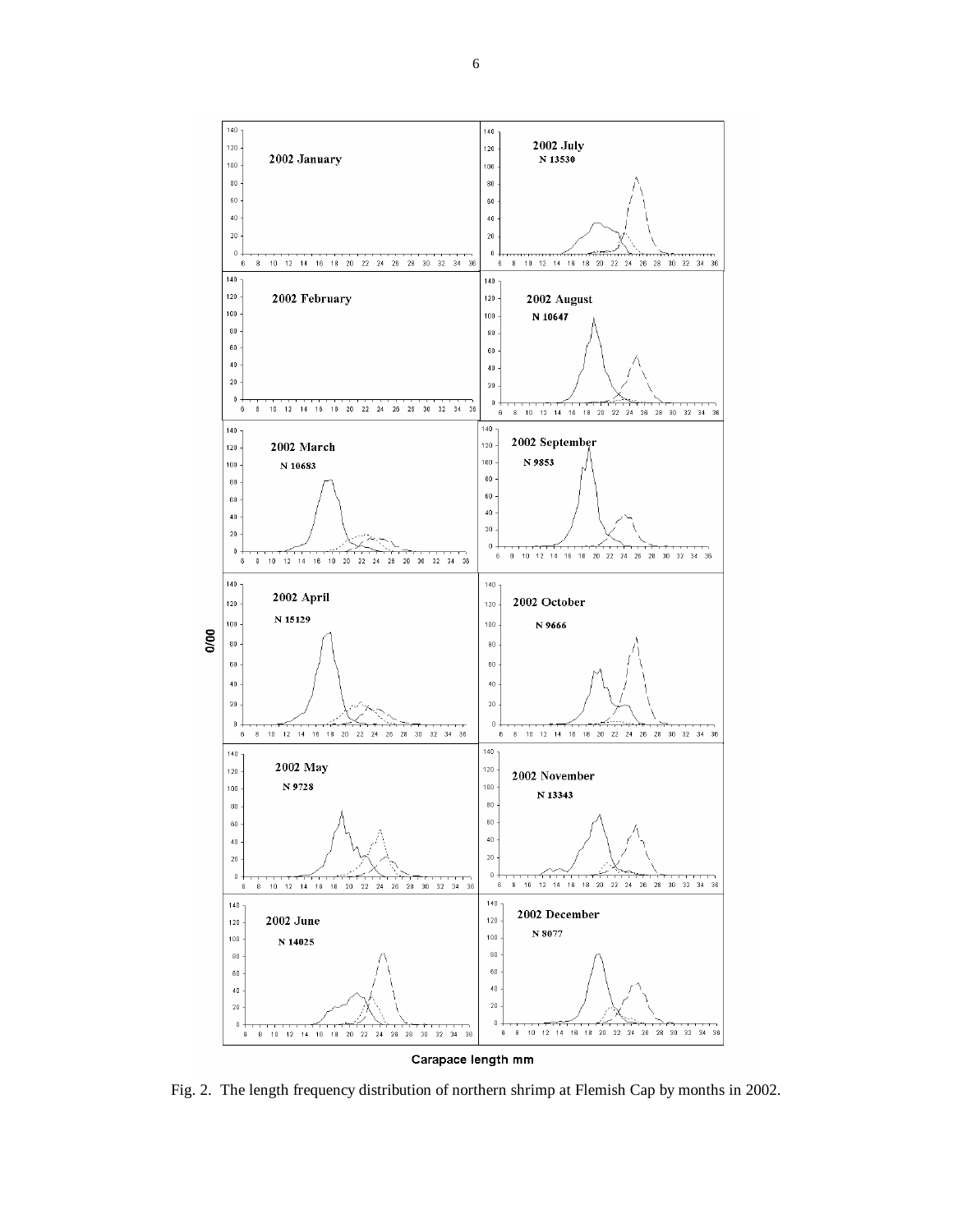Fig. 2. The length frequency distribution of northern shrimp at Flemish Cap by months in 2002.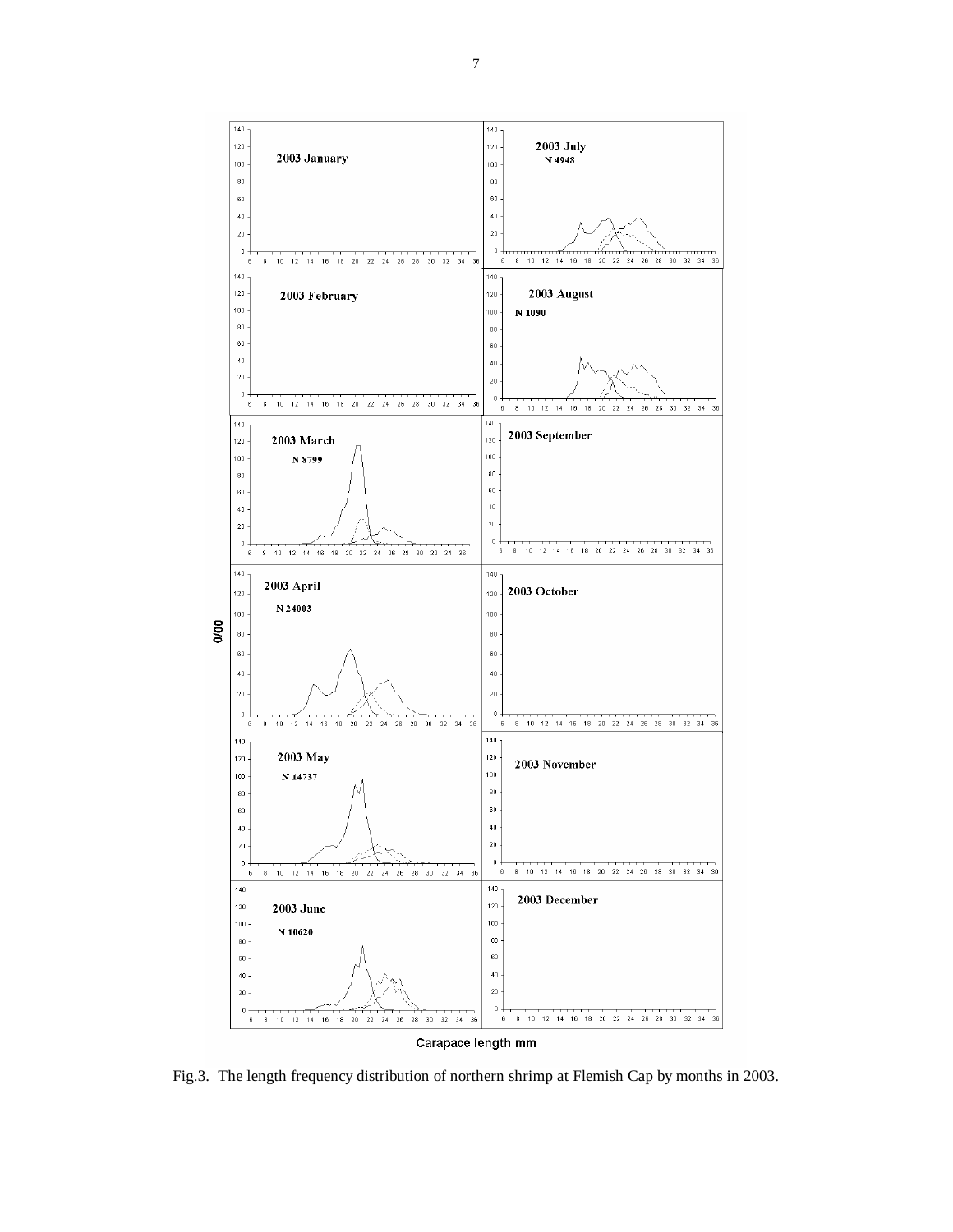2003 January

2003 February

2003 March
N 8799

2003 April
N 24003

2003 May
N 14737

2003 June
N 10620

2003 July
N 4948

2003 August
N 1090

2003 September

2003 October

2003 November

2003 December

0/00

Carapace length mm

Fig.3. The length frequency distribution of northern shrimp at Flemish Cap by months in 2003.